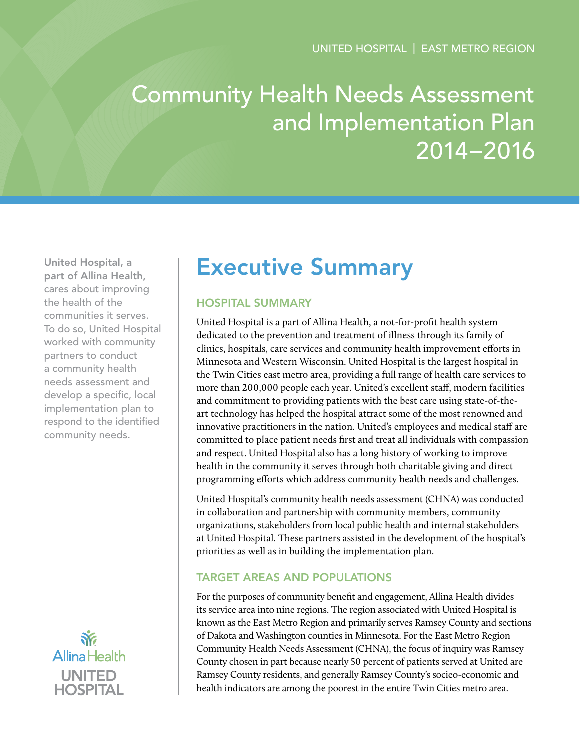UNITED HOSPITAL | EAST METRO REGION

# Community Health Needs Assessment and Implementation Plan 2014–2016

**United Hospital, a part of Allina Health,** cares about improving the health of the communities it serves. To do so, United Hospital worked with community partners to conduct a community health needs assessment and develop a specific, local implementation plan to respond to the identified community needs.

## Executive Summary

### HOSPITAL SUMMARY

United Hospital is a part of Allina Health, a not-for-profit health system dedicated to the prevention and treatment of illness through its family of clinics, hospitals, care services and community health improvement efforts in Minnesota and Western Wisconsin. United Hospital is the largest hospital in the Twin Cities east metro area, providing a full range of health care services to more than 200,000 people each year. United's excellent staff, modern facilities and commitment to providing patients with the best care using state-of-the-art technology has helped the hospital attract some of the most renowned and innovative practitioners in the nation. United's employees and medical staff are committed to place patient needs first and treat all individuals with compassion and respect. United Hospital also has a long history of working to improve health in the community it serves through both charitable giving and direct programming efforts which address community health needs and challenges.

United Hospital's community health needs assessment (CHNA) was conducted in collaboration and partnership with community members, community organizations, stakeholders from local public health and internal stakeholders at United Hospital. These partners assisted in the development of the hospital's priorities as well as in building the implementation plan.

### TARGET AREAS AND POPULATIONS

For the purposes of community benefit and engagement, Allina Health divides its service area into nine regions. The region associated with United Hospital is known as the East Metro Region and primarily serves Ramsey County and sections of Dakota and Washington counties in Minnesota. For the East Metro Region Community Health Needs Assessment (CHNA), the focus of inquiry was Ramsey County chosen in part because nearly 50 percent of patients served at United are Ramsey County residents, and generally Ramsey County's socio-economic and health indicators are among the poorest in the entire Twin Cities metro area.

Allina Health
UNITED HOSPITAL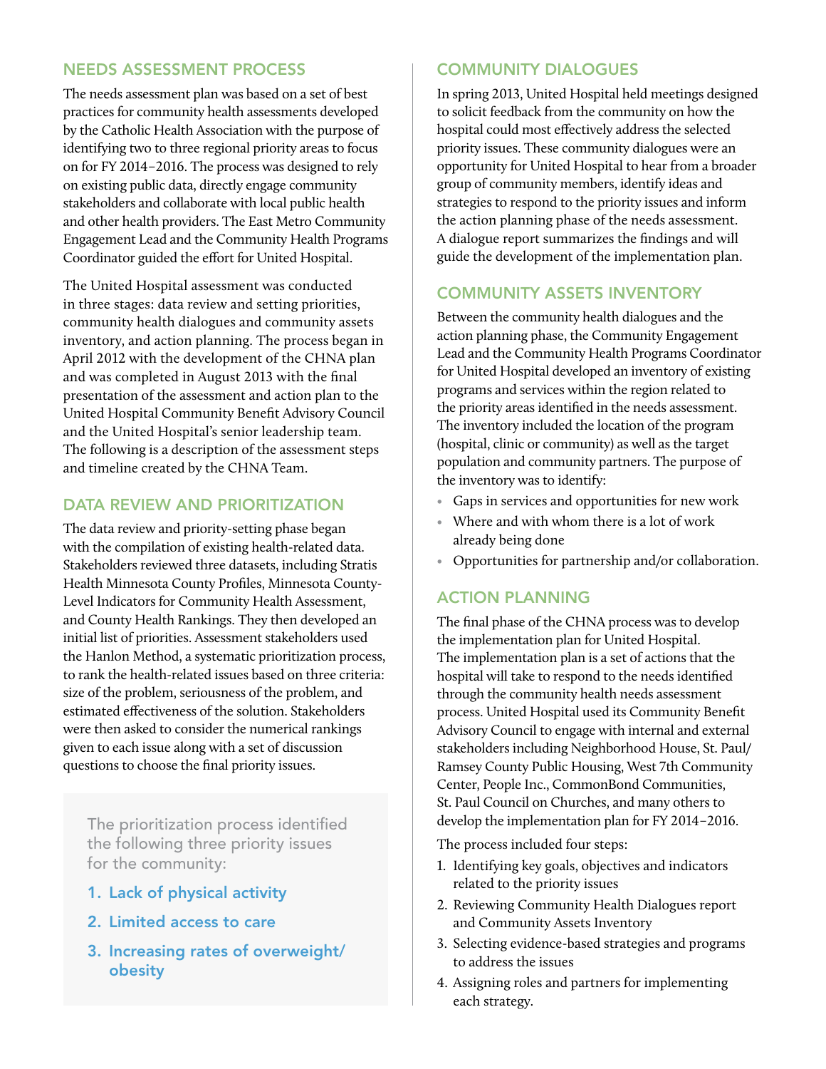## NEEDS ASSESSMENT PROCESS

The needs assessment plan was based on a set of best practices for community health assessments developed by the Catholic Health Association with the purpose of identifying two to three regional priority areas to focus on for FY 2014–2016. The process was designed to rely on existing public data, directly engage community stakeholders and collaborate with local public health and other health providers. The East Metro Community Engagement Lead and the Community Health Programs Coordinator guided the effort for United Hospital.

The United Hospital assessment was conducted in three stages: data review and setting priorities, community health dialogues and community assets inventory, and action planning. The process began in April 2012 with the development of the CHNA plan and was completed in August 2013 with the final presentation of the assessment and action plan to the United Hospital Community Benefit Advisory Council and the United Hospital's senior leadership team. The following is a description of the assessment steps and timeline created by the CHNA Team.

## DATA REVIEW AND PRIORITIZATION

The data review and priority-setting phase began with the compilation of existing health-related data. Stakeholders reviewed three datasets, including Stratis Health Minnesota County Profiles, Minnesota County-Level Indicators for Community Health Assessment, and County Health Rankings. They then developed an initial list of priorities. Assessment stakeholders used the Hanlon Method, a systematic prioritization process, to rank the health-related issues based on three criteria: size of the problem, seriousness of the problem, and estimated effectiveness of the solution. Stakeholders were then asked to consider the numerical rankings given to each issue along with a set of discussion questions to choose the final priority issues.

The prioritization process identified the following three priority issues for the community:

1. **Lack of physical activity**
2. **Limited access to care**
3. **Increasing rates of overweight/obesity**

## COMMUNITY DIALOGUES

In spring 2013, United Hospital held meetings designed to solicit feedback from the community on how the hospital could most effectively address the selected priority issues. These community dialogues were an opportunity for United Hospital to hear from a broader group of community members, identify ideas and strategies to respond to the priority issues and inform the action planning phase of the needs assessment. A dialogue report summarizes the findings and will guide the development of the implementation plan.

## COMMUNITY ASSETS INVENTORY

Between the community health dialogues and the action planning phase, the Community Engagement Lead and the Community Health Programs Coordinator for United Hospital developed an inventory of existing programs and services within the region related to the priority areas identified in the needs assessment. The inventory included the location of the program (hospital, clinic or community) as well as the target population and community partners. The purpose of the inventory was to identify:

- Gaps in services and opportunities for new work
- Where and with whom there is a lot of work already being done
- Opportunities for partnership and/or collaboration.

## ACTION PLANNING

The final phase of the CHNA process was to develop the implementation plan for United Hospital. The implementation plan is a set of actions that the hospital will take to respond to the needs identified through the community health needs assessment process. United Hospital used its Community Benefit Advisory Council to engage with internal and external stakeholders including Neighborhood House, St. Paul/Ramsey County Public Housing, West 7th Community Center, People Inc., CommonBond Communities, St. Paul Council on Churches, and many others to develop the implementation plan for FY 2014–2016.

The process included four steps:

1. Identifying key goals, objectives and indicators related to the priority issues
2. Reviewing Community Health Dialogues report and Community Assets Inventory
3. Selecting evidence-based strategies and programs to address the issues
4. Assigning roles and partners for implementing each strategy.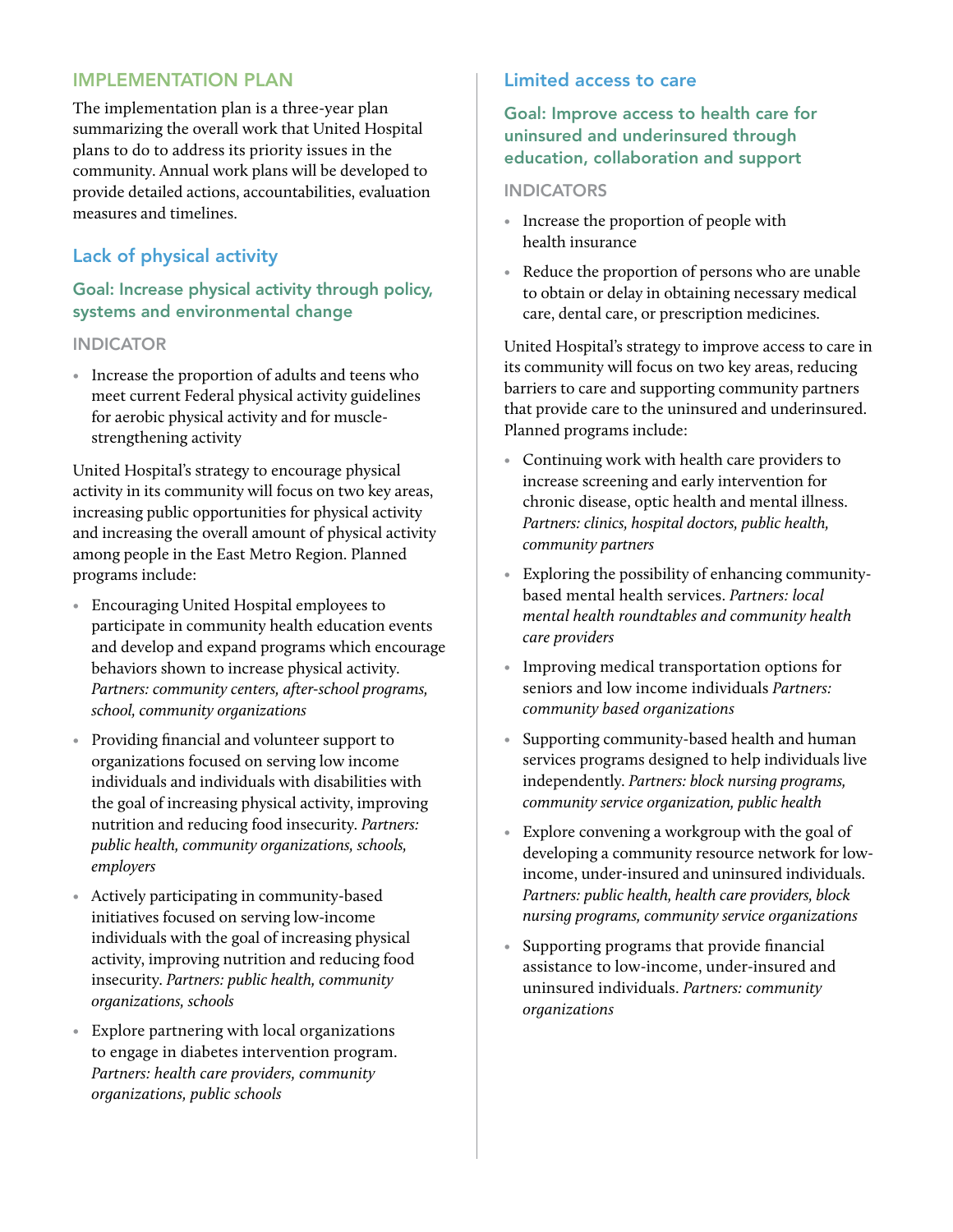## IMPLEMENTATION PLAN

The implementation plan is a three-year plan summarizing the overall work that United Hospital plans to do to address its priority issues in the community. Annual work plans will be developed to provide detailed actions, accountabilities, evaluation measures and timelines.

### Lack of physical activity

#### Goal: Increase physical activity through policy, systems and environmental change

##### INDICATOR

- Increase the proportion of adults and teens who meet current Federal physical activity guidelines for aerobic physical activity and for muscle-strengthening activity

United Hospital's strategy to encourage physical activity in its community will focus on two key areas, increasing public opportunities for physical activity and increasing the overall amount of physical activity among people in the East Metro Region. Planned programs include:

- Encouraging United Hospital employees to participate in community health education events and develop and expand programs which encourage behaviors shown to increase physical activity. *Partners: community centers, after-school programs, school, community organizations*
- Providing financial and volunteer support to organizations focused on serving low income individuals and individuals with disabilities with the goal of increasing physical activity, improving nutrition and reducing food insecurity. *Partners: public health, community organizations, schools, employers*
- Actively participating in community-based initiatives focused on serving low-income individuals with the goal of increasing physical activity, improving nutrition and reducing food insecurity. *Partners: public health, community organizations, schools*
- Explore partnering with local organizations to engage in diabetes intervention program. *Partners: health care providers, community organizations, public schools*

### Limited access to care

#### Goal: Improve access to health care for uninsured and underinsured through education, collaboration and support

##### INDICATORS

- Increase the proportion of people with health insurance
- Reduce the proportion of persons who are unable to obtain or delay in obtaining necessary medical care, dental care, or prescription medicines.

United Hospital's strategy to improve access to care in its community will focus on two key areas, reducing barriers to care and supporting community partners that provide care to the uninsured and underinsured. Planned programs include:

- Continuing work with health care providers to increase screening and early intervention for chronic disease, optic health and mental illness. *Partners: clinics, hospital doctors, public health, community partners*
- Exploring the possibility of enhancing community-based mental health services. *Partners: local mental health roundtables and community health care providers*
- Improving medical transportation options for seniors and low income individuals *Partners: community based organizations*
- Supporting community-based health and human services programs designed to help individuals live independently. *Partners: block nursing programs, community service organization, public health*
- Explore convening a workgroup with the goal of developing a community resource network for low-income, under-insured and uninsured individuals. *Partners: public health, health care providers, block nursing programs, community service organizations*
- Supporting programs that provide financial assistance to low-income, under-insured and uninsured individuals. *Partners: community organizations*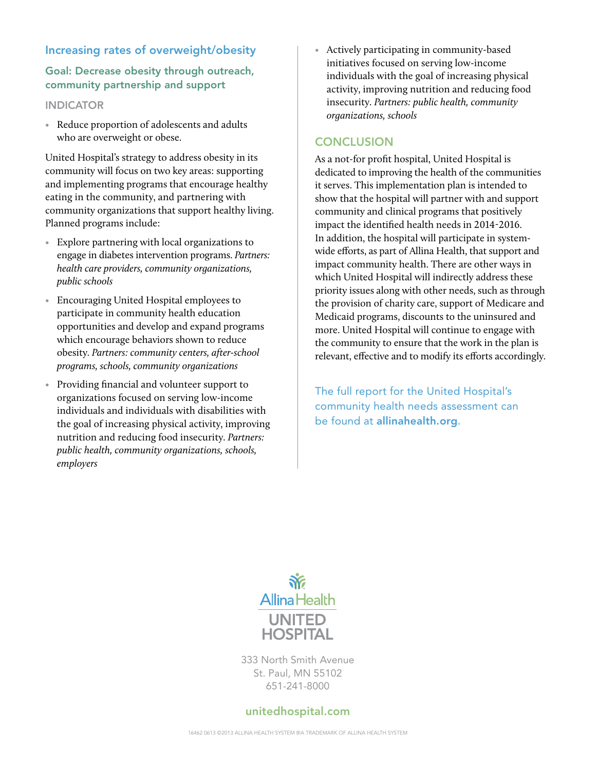## Increasing rates of overweight/obesity

### Goal: Decrease obesity through outreach, community partnership and support

#### INDICATOR

- Reduce proportion of adolescents and adults who are overweight or obese.

United Hospital's strategy to address obesity in its community will focus on two key areas: supporting and implementing programs that encourage healthy eating in the community, and partnering with community organizations that support healthy living. Planned programs include:

- Explore partnering with local organizations to engage in diabetes intervention programs. *Partners: health care providers, community organizations, public schools*
- Encouraging United Hospital employees to participate in community health education opportunities and develop and expand programs which encourage behaviors shown to reduce obesity. *Partners: community centers, after-school programs, schools, community organizations*
- Providing financial and volunteer support to organizations focused on serving low-income individuals and individuals with disabilities with the goal of increasing physical activity, improving nutrition and reducing food insecurity. *Partners: public health, community organizations, schools, employers*
- Actively participating in community-based initiatives focused on serving low-income individuals with the goal of increasing physical activity, improving nutrition and reducing food insecurity. *Partners: public health, community organizations, schools*

## CONCLUSION

As a not-for profit hospital, United Hospital is dedicated to improving the health of the communities it serves. This implementation plan is intended to show that the hospital will partner with and support community and clinical programs that positively impact the identified health needs in 2014-2016. In addition, the hospital will participate in system-wide efforts, as part of Allina Health, that support and impact community health. There are other ways in which United Hospital will indirectly address these priority issues along with other needs, such as through the provision of charity care, support of Medicare and Medicaid programs, discounts to the uninsured and more. United Hospital will continue to engage with the community to ensure that the work in the plan is relevant, effective and to modify its efforts accordingly.

The full report for the United Hospital's community health needs assessment can be found at **allinahealth.org**.

Allina Health

UNITED HOSPITAL

333 North Smith Avenue
St. Paul, MN 55102
651-241-8000

**unitedhospital.com**

16462 0613 ©2013 ALLINA HEALTH SYSTEM ®A TRADEMARK OF ALLINA HEALTH SYSTEM